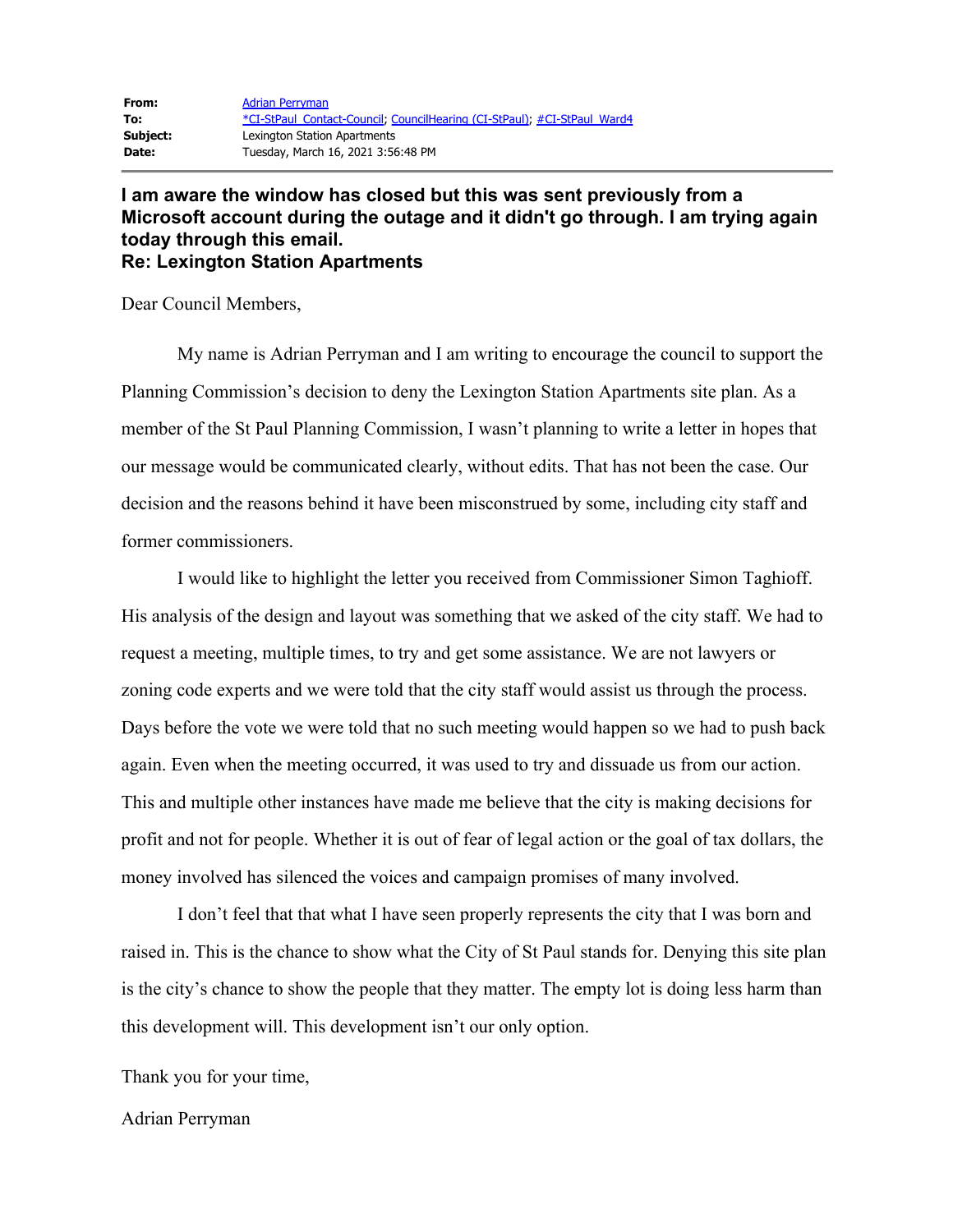| | |
|---|---|
| **From:** | Adrian Perryman |
| **To:** | *CI-StPaul_Contact-Council; CouncilHearing (CI-StPaul); #CI-StPaul_Ward4 |
| **Subject:** | Lexington Station Apartments |
| **Date:** | Tuesday, March 16, 2021 3:56:48 PM |

**I am aware the window has closed but this was sent previously from a Microsoft account during the outage and it didn't go through. I am trying again today through this email.**
**Re: Lexington Station Apartments**

Dear Council Members,

My name is Adrian Perryman and I am writing to encourage the council to support the Planning Commission's decision to deny the Lexington Station Apartments site plan. As a member of the St Paul Planning Commission, I wasn't planning to write a letter in hopes that our message would be communicated clearly, without edits. That has not been the case. Our decision and the reasons behind it have been misconstrued by some, including city staff and former commissioners.

I would like to highlight the letter you received from Commissioner Simon Taghioff. His analysis of the design and layout was something that we asked of the city staff. We had to request a meeting, multiple times, to try and get some assistance. We are not lawyers or zoning code experts and we were told that the city staff would assist us through the process. Days before the vote we were told that no such meeting would happen so we had to push back again. Even when the meeting occurred, it was used to try and dissuade us from our action. This and multiple other instances have made me believe that the city is making decisions for profit and not for people. Whether it is out of fear of legal action or the goal of tax dollars, the money involved has silenced the voices and campaign promises of many involved.

I don't feel that that what I have seen properly represents the city that I was born and raised in. This is the chance to show what the City of St Paul stands for. Denying this site plan is the city's chance to show the people that they matter. The empty lot is doing less harm than this development will. This development isn't our only option.

Thank you for your time,

Adrian Perryman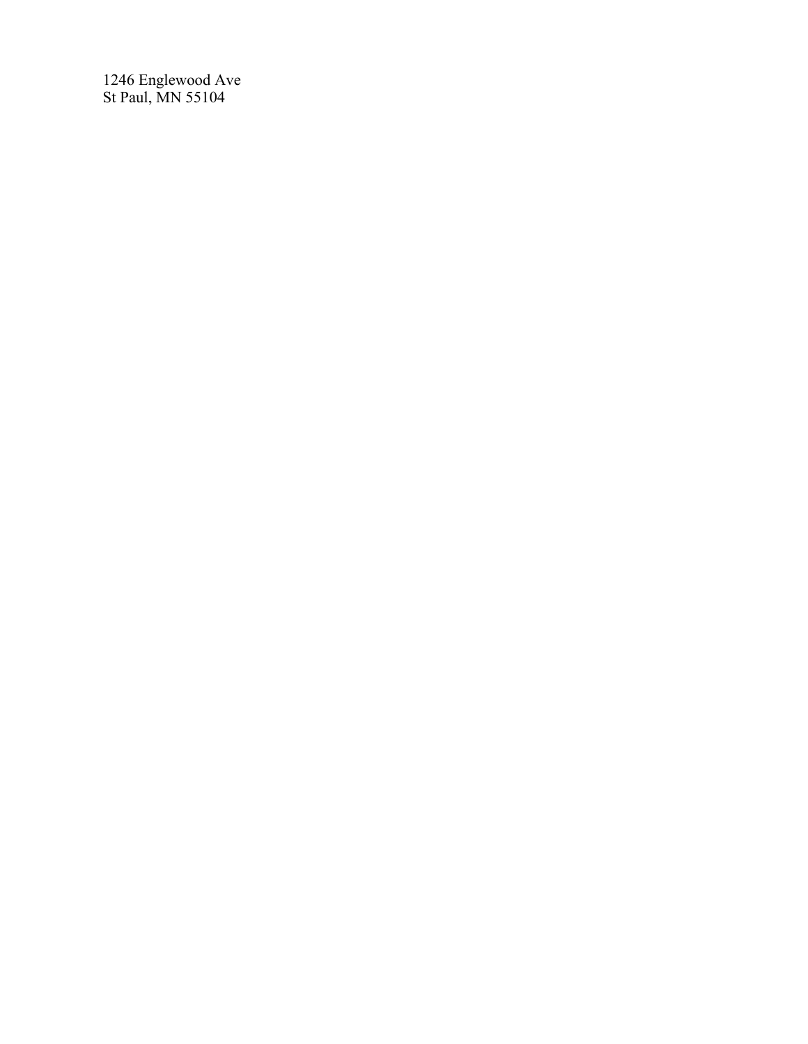1246 Englewood Ave
St Paul, MN 55104